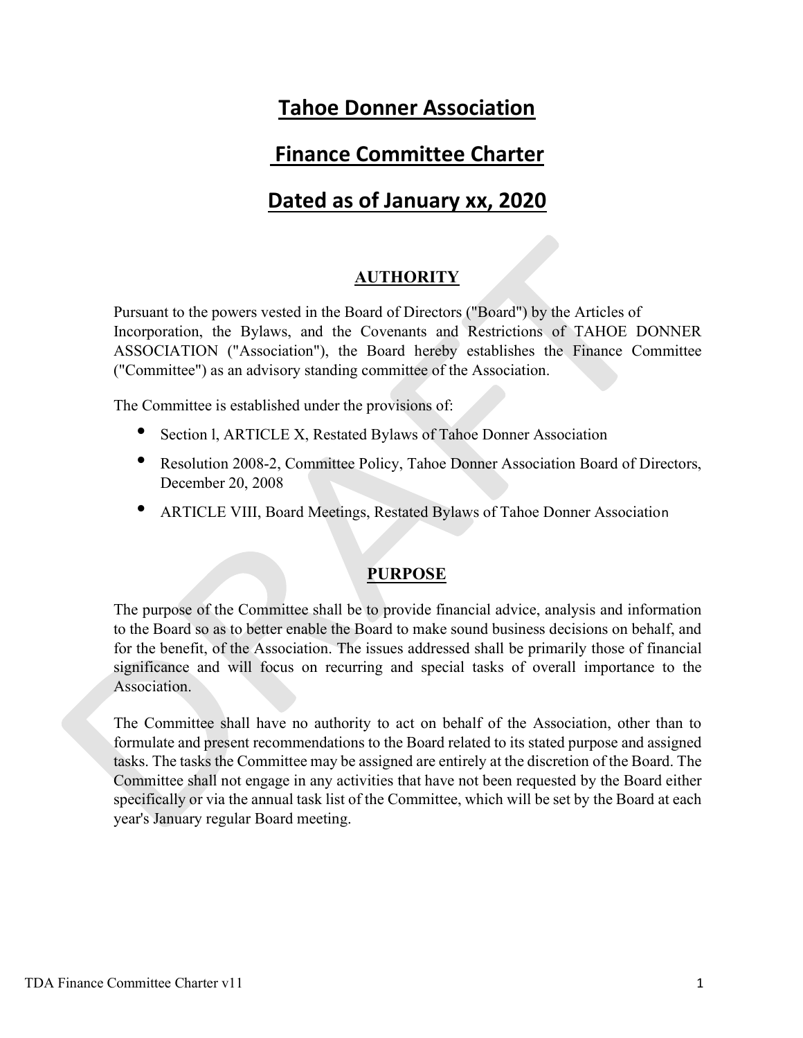# Tahoe Donner Association

# Finance Committee Charter

# Dated as of January xx, 2020

## AUTHORITY

Pursuant to the powers vested in the Board of Directors ("Board") by the Articles of Incorporation, the Bylaws, and the Covenants and Restrictions of TAHOE DONNER ASSOCIATION ("Association"), the Board hereby establishes the Finance Committee ("Committee") as an advisory standing committee of the Association.

The Committee is established under the provisions of:

- Section l, ARTICLE X, Restated Bylaws of Tahoe Donner Association
- Resolution 2008-2, Committee Policy, Tahoe Donner Association Board of Directors, December 20, 2008
- ARTICLE VIII, Board Meetings, Restated Bylaws of Tahoe Donner Association

## PURPOSE

The purpose of the Committee shall be to provide financial advice, analysis and information to the Board so as to better enable the Board to make sound business decisions on behalf, and for the benefit, of the Association. The issues addressed shall be primarily those of financial significance and will focus on recurring and special tasks of overall importance to the Association.

The Committee shall have no authority to act on behalf of the Association, other than to formulate and present recommendations to the Board related to its stated purpose and assigned tasks. The tasks the Committee may be assigned are entirely at the discretion of the Board. The Committee shall not engage in any activities that have not been requested by the Board either specifically or via the annual task list of the Committee, which will be set by the Board at each year's January regular Board meeting.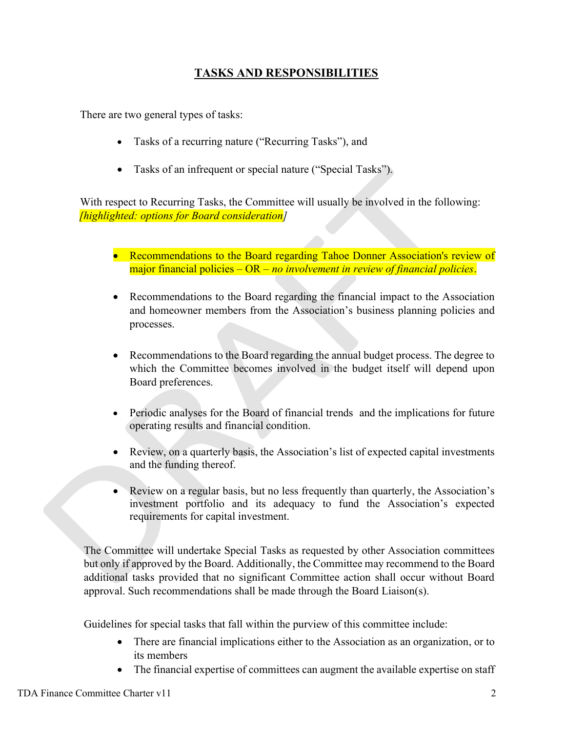## TASKS AND RESPONSIBILITIES

There are two general types of tasks:

- Tasks of a recurring nature ("Recurring Tasks"), and
- Tasks of an infrequent or special nature ("Special Tasks").

With respect to Recurring Tasks, the Committee will usually be involved in the following: *[highlighted: options for Board consideration]*

- Recommendations to the Board regarding Tahoe Donner Association's review of major financial policies – OR – *no involvement in review of financial policies*.
- Recommendations to the Board regarding the financial impact to the Association and homeowner members from the Association's business planning policies and processes.
- Recommendations to the Board regarding the annual budget process. The degree to which the Committee becomes involved in the budget itself will depend upon Board preferences.
- Periodic analyses for the Board of financial trends and the implications for future operating results and financial condition.
- Review, on a quarterly basis, the Association's list of expected capital investments and the funding thereof.
- Review on a regular basis, but no less frequently than quarterly, the Association's investment portfolio and its adequacy to fund the Association's expected requirements for capital investment.

The Committee will undertake Special Tasks as requested by other Association committees but only if approved by the Board. Additionally, the Committee may recommend to the Board additional tasks provided that no significant Committee action shall occur without Board approval. Such recommendations shall be made through the Board Liaison(s).

Guidelines for special tasks that fall within the purview of this committee include:

- There are financial implications either to the Association as an organization, or to its members
- The financial expertise of committees can augment the available expertise on staff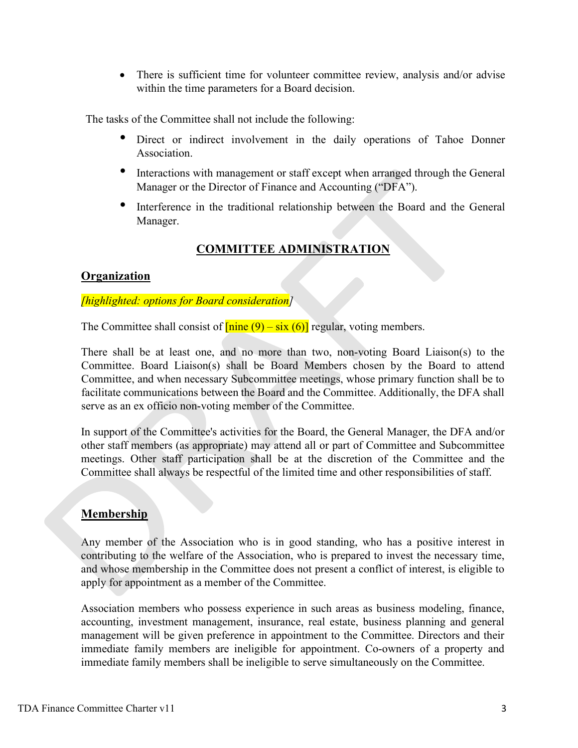- There is sufficient time for volunteer committee review, analysis and/or advise within the time parameters for a Board decision.

The tasks of the Committee shall not include the following:

- Direct or indirect involvement in the daily operations of Tahoe Donner Association.
- Interactions with management or staff except when arranged through the General Manager or the Director of Finance and Accounting ("DFA").
- Interference in the traditional relationship between the Board and the General Manager.

## COMMITTEE ADMINISTRATION

### Organization

*[highlighted: options for Board consideration]*

The Committee shall consist of [nine (9) – six (6)] regular, voting members.

There shall be at least one, and no more than two, non-voting Board Liaison(s) to the Committee. Board Liaison(s) shall be Board Members chosen by the Board to attend Committee, and when necessary Subcommittee meetings, whose primary function shall be to facilitate communications between the Board and the Committee. Additionally, the DFA shall serve as an ex officio non-voting member of the Committee.

In support of the Committee's activities for the Board, the General Manager, the DFA and/or other staff members (as appropriate) may attend all or part of Committee and Subcommittee meetings. Other staff participation shall be at the discretion of the Committee and the Committee shall always be respectful of the limited time and other responsibilities of staff.

### Membership

Any member of the Association who is in good standing, who has a positive interest in contributing to the welfare of the Association, who is prepared to invest the necessary time, and whose membership in the Committee does not present a conflict of interest, is eligible to apply for appointment as a member of the Committee.

Association members who possess experience in such areas as business modeling, finance, accounting, investment management, insurance, real estate, business planning and general management will be given preference in appointment to the Committee. Directors and their immediate family members are ineligible for appointment. Co-owners of a property and immediate family members shall be ineligible to serve simultaneously on the Committee.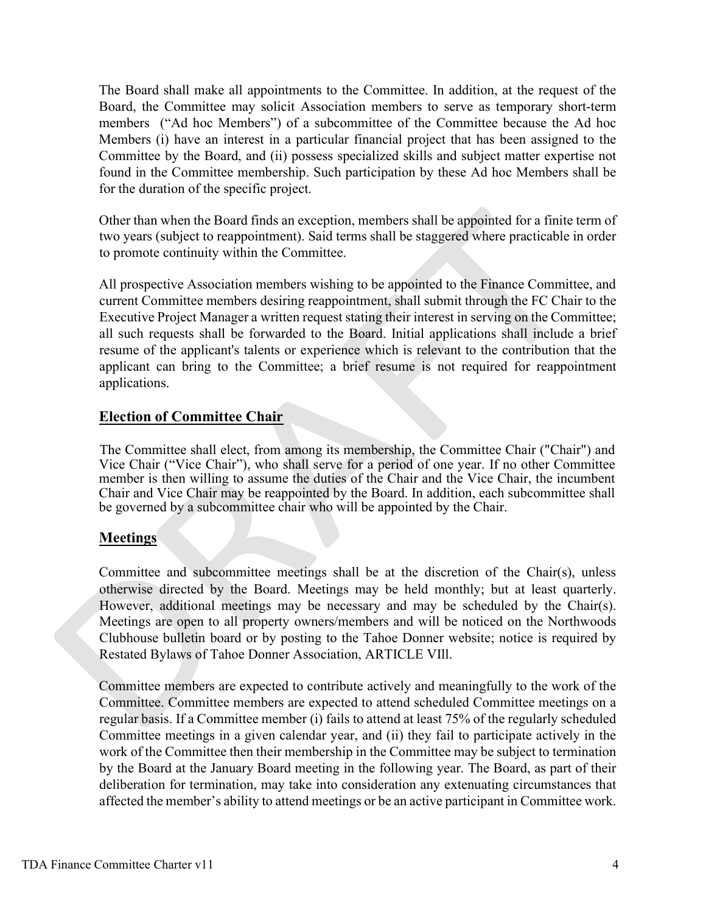The Board shall make all appointments to the Committee. In addition, at the request of the Board, the Committee may solicit Association members to serve as temporary short-term members ("Ad hoc Members") of a subcommittee of the Committee because the Ad hoc Members (i) have an interest in a particular financial project that has been assigned to the Committee by the Board, and (ii) possess specialized skills and subject matter expertise not found in the Committee membership. Such participation by these Ad hoc Members shall be for the duration of the specific project.

Other than when the Board finds an exception, members shall be appointed for a finite term of two years (subject to reappointment). Said terms shall be staggered where practicable in order to promote continuity within the Committee.

All prospective Association members wishing to be appointed to the Finance Committee, and current Committee members desiring reappointment, shall submit through the FC Chair to the Executive Project Manager a written request stating their interest in serving on the Committee; all such requests shall be forwarded to the Board. Initial applications shall include a brief resume of the applicant's talents or experience which is relevant to the contribution that the applicant can bring to the Committee; a brief resume is not required for reappointment applications.

## Election of Committee Chair

The Committee shall elect, from among its membership, the Committee Chair ("Chair") and Vice Chair ("Vice Chair"), who shall serve for a period of one year. If no other Committee member is then willing to assume the duties of the Chair and the Vice Chair, the incumbent Chair and Vice Chair may be reappointed by the Board. In addition, each subcommittee shall be governed by a subcommittee chair who will be appointed by the Chair.

## Meetings

Committee and subcommittee meetings shall be at the discretion of the Chair(s), unless otherwise directed by the Board. Meetings may be held monthly; but at least quarterly. However, additional meetings may be necessary and may be scheduled by the Chair(s). Meetings are open to all property owners/members and will be noticed on the Northwoods Clubhouse bulletin board or by posting to the Tahoe Donner website; notice is required by Restated Bylaws of Tahoe Donner Association, ARTICLE VIll.

Committee members are expected to contribute actively and meaningfully to the work of the Committee. Committee members are expected to attend scheduled Committee meetings on a regular basis. If a Committee member (i) fails to attend at least 75% of the regularly scheduled Committee meetings in a given calendar year, and (ii) they fail to participate actively in the work of the Committee then their membership in the Committee may be subject to termination by the Board at the January Board meeting in the following year. The Board, as part of their deliberation for termination, may take into consideration any extenuating circumstances that affected the member's ability to attend meetings or be an active participant in Committee work.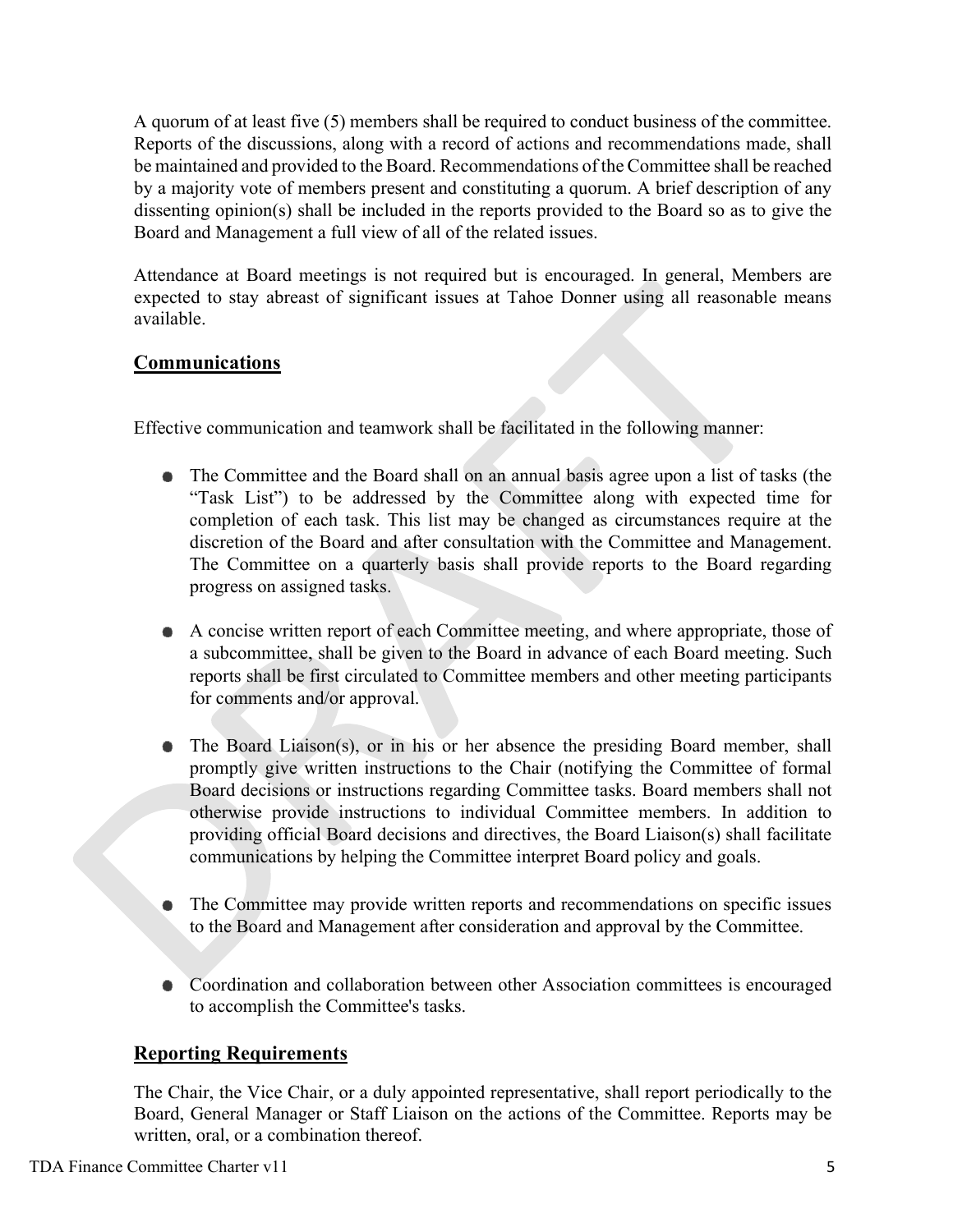A quorum of at least five (5) members shall be required to conduct business of the committee. Reports of the discussions, along with a record of actions and recommendations made, shall be maintained and provided to the Board. Recommendations of the Committee shall be reached by a majority vote of members present and constituting a quorum. A brief description of any dissenting opinion(s) shall be included in the reports provided to the Board so as to give the Board and Management a full view of all of the related issues.

Attendance at Board meetings is not required but is encouraged. In general, Members are expected to stay abreast of significant issues at Tahoe Donner using all reasonable means available.

## **Communications**

Effective communication and teamwork shall be facilitated in the following manner:

- The Committee and the Board shall on an annual basis agree upon a list of tasks (the "Task List") to be addressed by the Committee along with expected time for completion of each task. This list may be changed as circumstances require at the discretion of the Board and after consultation with the Committee and Management. The Committee on a quarterly basis shall provide reports to the Board regarding progress on assigned tasks.

- A concise written report of each Committee meeting, and where appropriate, those of a subcommittee, shall be given to the Board in advance of each Board meeting. Such reports shall be first circulated to Committee members and other meeting participants for comments and/or approval.

- The Board Liaison(s), or in his or her absence the presiding Board member, shall promptly give written instructions to the Chair (notifying the Committee of formal Board decisions or instructions regarding Committee tasks. Board members shall not otherwise provide instructions to individual Committee members. In addition to providing official Board decisions and directives, the Board Liaison(s) shall facilitate communications by helping the Committee interpret Board policy and goals.

- The Committee may provide written reports and recommendations on specific issues to the Board and Management after consideration and approval by the Committee.

- Coordination and collaboration between other Association committees is encouraged to accomplish the Committee's tasks.

## **Reporting Requirements**

The Chair, the Vice Chair, or a duly appointed representative, shall report periodically to the Board, General Manager or Staff Liaison on the actions of the Committee. Reports may be written, oral, or a combination thereof.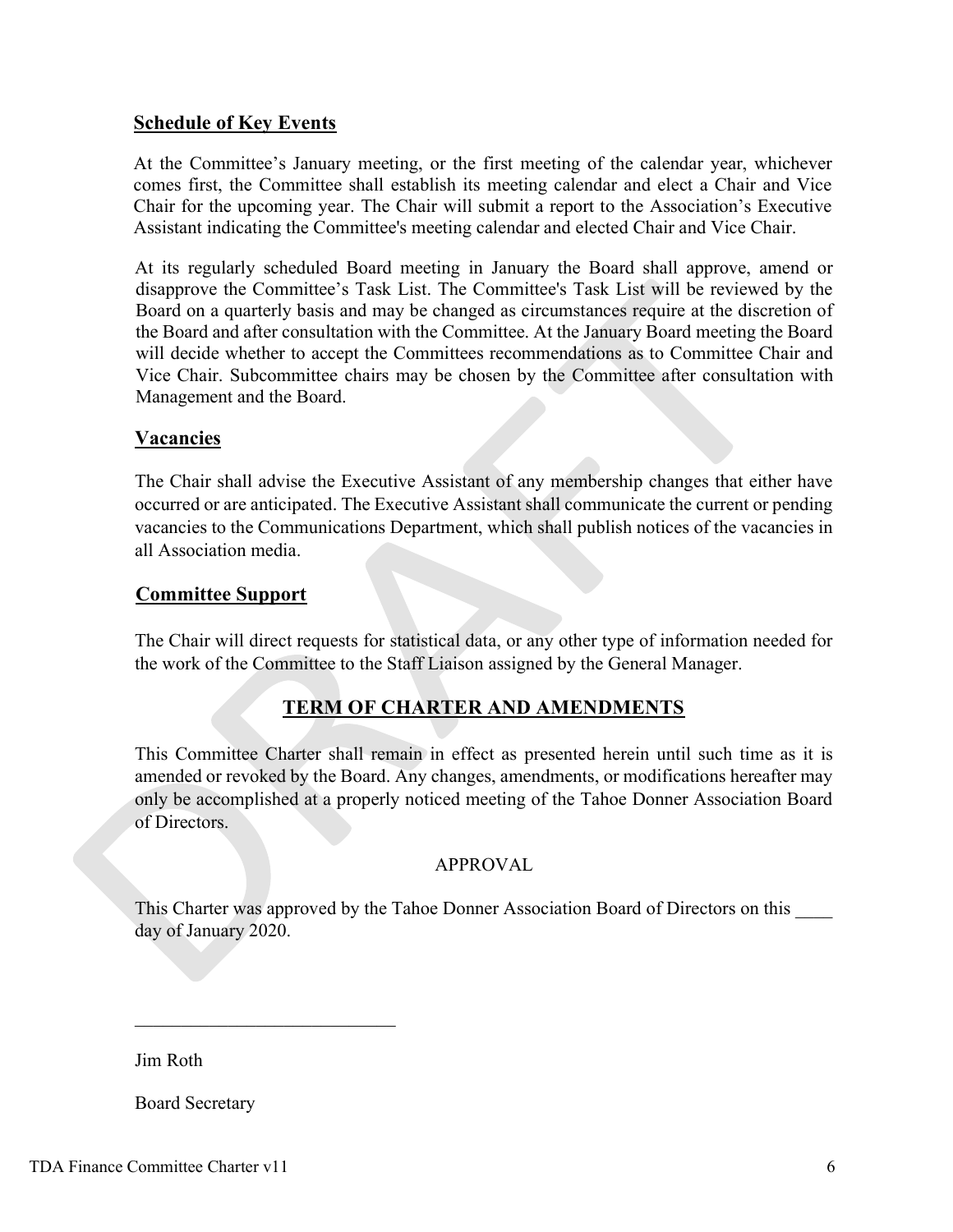## Schedule of Key Events

At the Committee's January meeting, or the first meeting of the calendar year, whichever comes first, the Committee shall establish its meeting calendar and elect a Chair and Vice Chair for the upcoming year. The Chair will submit a report to the Association's Executive Assistant indicating the Committee's meeting calendar and elected Chair and Vice Chair.

At its regularly scheduled Board meeting in January the Board shall approve, amend or disapprove the Committee's Task List. The Committee's Task List will be reviewed by the Board on a quarterly basis and may be changed as circumstances require at the discretion of the Board and after consultation with the Committee. At the January Board meeting the Board will decide whether to accept the Committees recommendations as to Committee Chair and Vice Chair. Subcommittee chairs may be chosen by the Committee after consultation with Management and the Board.

## Vacancies

The Chair shall advise the Executive Assistant of any membership changes that either have occurred or are anticipated. The Executive Assistant shall communicate the current or pending vacancies to the Communications Department, which shall publish notices of the vacancies in all Association media.

## Committee Support

The Chair will direct requests for statistical data, or any other type of information needed for the work of the Committee to the Staff Liaison assigned by the General Manager.

## TERM OF CHARTER AND AMENDMENTS

This Committee Charter shall remain in effect as presented herein until such time as it is amended or revoked by the Board. Any changes, amendments, or modifications hereafter may only be accomplished at a properly noticed meeting of the Tahoe Donner Association Board of Directors.

APPROVAL

This Charter was approved by the Tahoe Donner Association Board of Directors on this ____ day of January 2020.

____________________________

Jim Roth

Board Secretary